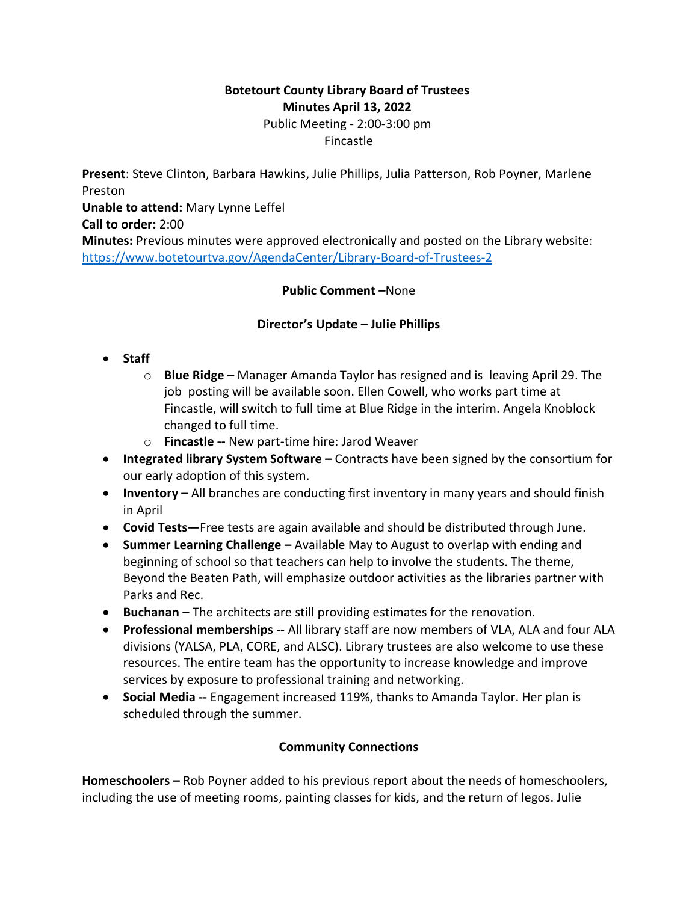**Botetourt County Library Board of Trustees**
**Minutes April 13, 2022**
Public Meeting - 2:00-3:00 pm
Fincastle

**Present**: Steve Clinton, Barbara Hawkins, Julie Phillips, Julia Patterson, Rob Poyner, Marlene Preston
**Unable to attend:** Mary Lynne Leffel
**Call to order:** 2:00
**Minutes:** Previous minutes were approved electronically and posted on the Library website: https://www.botetourtva.gov/AgendaCenter/Library-Board-of-Trustees-2

**Public Comment –**None

**Director's Update – Julie Phillips**

- **Staff**
  - **Blue Ridge –** Manager Amanda Taylor has resigned and is leaving April 29. The job posting will be available soon. Ellen Cowell, who works part time at Fincastle, will switch to full time at Blue Ridge in the interim. Angela Knoblock changed to full time.
  - **Fincastle --** New part-time hire: Jarod Weaver
- **Integrated library System Software –** Contracts have been signed by the consortium for our early adoption of this system.
- **Inventory –** All branches are conducting first inventory in many years and should finish in April
- **Covid Tests—**Free tests are again available and should be distributed through June.
- **Summer Learning Challenge –** Available May to August to overlap with ending and beginning of school so that teachers can help to involve the students. The theme, Beyond the Beaten Path, will emphasize outdoor activities as the libraries partner with Parks and Rec.
- **Buchanan** – The architects are still providing estimates for the renovation.
- **Professional memberships --** All library staff are now members of VLA, ALA and four ALA divisions (YALSA, PLA, CORE, and ALSC). Library trustees are also welcome to use these resources. The entire team has the opportunity to increase knowledge and improve services by exposure to professional training and networking.
- **Social Media --** Engagement increased 119%, thanks to Amanda Taylor. Her plan is scheduled through the summer.

**Community Connections**

**Homeschoolers –** Rob Poyner added to his previous report about the needs of homeschoolers, including the use of meeting rooms, painting classes for kids, and the return of legos. Julie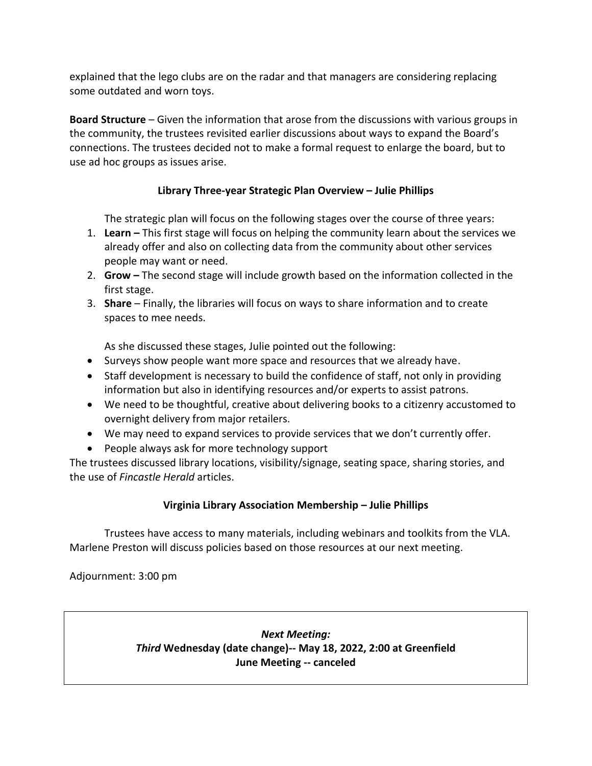explained that the lego clubs are on the radar and that managers are considering replacing some outdated and worn toys.

**Board Structure** – Given the information that arose from the discussions with various groups in the community, the trustees revisited earlier discussions about ways to expand the Board's connections. The trustees decided not to make a formal request to enlarge the board, but to use ad hoc groups as issues arise.

**Library Three-year Strategic Plan Overview – Julie Phillips**

The strategic plan will focus on the following stages over the course of three years:

1. **Learn –** This first stage will focus on helping the community learn about the services we already offer and also on collecting data from the community about other services people may want or need.
2. **Grow –** The second stage will include growth based on the information collected in the first stage.
3. **Share** – Finally, the libraries will focus on ways to share information and to create spaces to mee needs.

As she discussed these stages, Julie pointed out the following:

- Surveys show people want more space and resources that we already have.
- Staff development is necessary to build the confidence of staff, not only in providing information but also in identifying resources and/or experts to assist patrons.
- We need to be thoughtful, creative about delivering books to a citizenry accustomed to overnight delivery from major retailers.
- We may need to expand services to provide services that we don't currently offer.
- People always ask for more technology support

The trustees discussed library locations, visibility/signage, seating space, sharing stories, and the use of *Fincastle Herald* articles.

**Virginia Library Association Membership – Julie Phillips**

Trustees have access to many materials, including webinars and toolkits from the VLA. Marlene Preston will discuss policies based on those resources at our next meeting.

Adjournment: 3:00 pm

***Next Meeting:***
***Third* Wednesday (date change)-- May 18, 2022, 2:00 at Greenfield**
**June Meeting -- canceled**